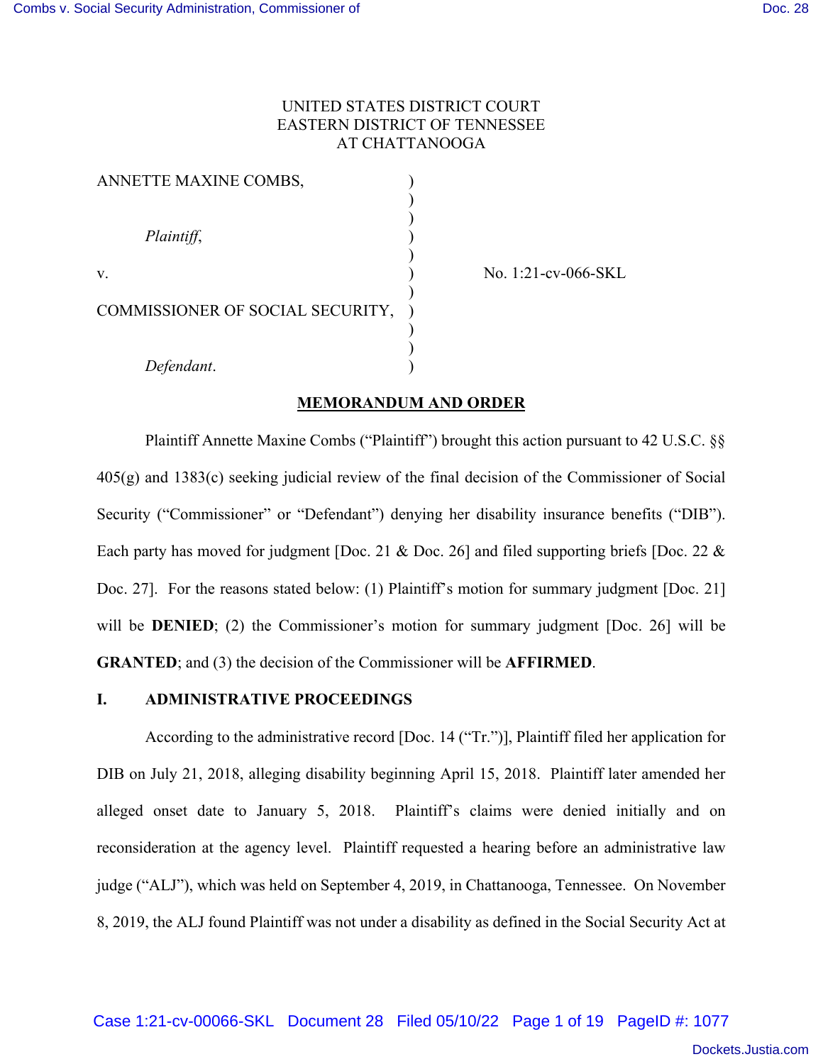UNITED STATES DISTRICT COURT
EASTERN DISTRICT OF TENNESSEE
AT CHATTANOOGA

| | | |
|---|---|---|
| ANNETTE MAXINE COMBS, | ) | |
| | ) | |
| *Plaintiff*, | ) | |
| | ) | |
| v. | ) | No. 1:21-cv-066-SKL |
| | ) | |
| COMMISSIONER OF SOCIAL SECURITY, | ) | |
| | ) | |
| *Defendant*. | ) | |

## MEMORANDUM AND ORDER

Plaintiff Annette Maxine Combs ("Plaintiff") brought this action pursuant to 42 U.S.C. §§ 405(g) and 1383(c) seeking judicial review of the final decision of the Commissioner of Social Security ("Commissioner" or "Defendant") denying her disability insurance benefits ("DIB"). Each party has moved for judgment [Doc. 21 & Doc. 26] and filed supporting briefs [Doc. 22 & Doc. 27]. For the reasons stated below: (1) Plaintiff's motion for summary judgment [Doc. 21] will be **DENIED**; (2) the Commissioner's motion for summary judgment [Doc. 26] will be **GRANTED**; and (3) the decision of the Commissioner will be **AFFIRMED**.

### I. ADMINISTRATIVE PROCEEDINGS

According to the administrative record [Doc. 14 ("Tr.")], Plaintiff filed her application for DIB on July 21, 2018, alleging disability beginning April 15, 2018. Plaintiff later amended her alleged onset date to January 5, 2018. Plaintiff's claims were denied initially and on reconsideration at the agency level. Plaintiff requested a hearing before an administrative law judge ("ALJ"), which was held on September 4, 2019, in Chattanooga, Tennessee. On November 8, 2019, the ALJ found Plaintiff was not under a disability as defined in the Social Security Act at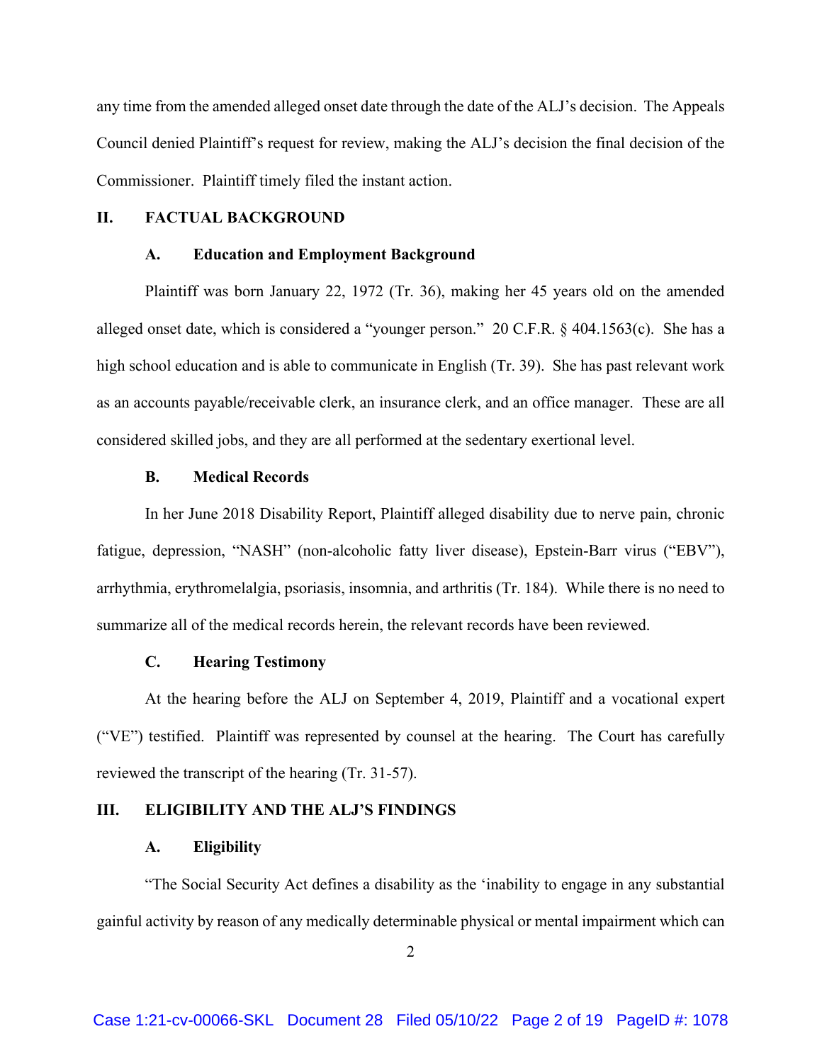any time from the amended alleged onset date through the date of the ALJ's decision. The Appeals Council denied Plaintiff's request for review, making the ALJ's decision the final decision of the Commissioner. Plaintiff timely filed the instant action.

## II. FACTUAL BACKGROUND

### A. Education and Employment Background

Plaintiff was born January 22, 1972 (Tr. 36), making her 45 years old on the amended alleged onset date, which is considered a "younger person." 20 C.F.R. § 404.1563(c). She has a high school education and is able to communicate in English (Tr. 39). She has past relevant work as an accounts payable/receivable clerk, an insurance clerk, and an office manager. These are all considered skilled jobs, and they are all performed at the sedentary exertional level.

### B. Medical Records

In her June 2018 Disability Report, Plaintiff alleged disability due to nerve pain, chronic fatigue, depression, "NASH" (non-alcoholic fatty liver disease), Epstein-Barr virus ("EBV"), arrhythmia, erythromelalgia, psoriasis, insomnia, and arthritis (Tr. 184). While there is no need to summarize all of the medical records herein, the relevant records have been reviewed.

### C. Hearing Testimony

At the hearing before the ALJ on September 4, 2019, Plaintiff and a vocational expert ("VE") testified. Plaintiff was represented by counsel at the hearing. The Court has carefully reviewed the transcript of the hearing (Tr. 31-57).

## III. ELIGIBILITY AND THE ALJ'S FINDINGS

### A. Eligibility

"The Social Security Act defines a disability as the 'inability to engage in any substantial gainful activity by reason of any medically determinable physical or mental impairment which can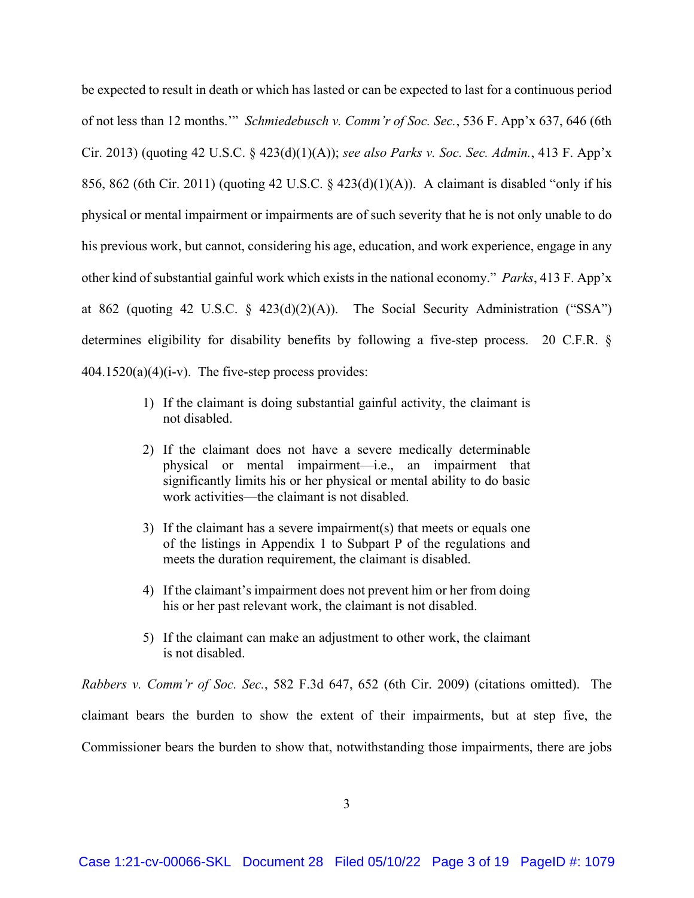be expected to result in death or which has lasted or can be expected to last for a continuous period of not less than 12 months.'" *Schmiedebusch v. Comm'r of Soc. Sec.*, 536 F. App'x 637, 646 (6th Cir. 2013) (quoting 42 U.S.C. § 423(d)(1)(A)); *see also Parks v. Soc. Sec. Admin.*, 413 F. App'x 856, 862 (6th Cir. 2011) (quoting 42 U.S.C. § 423(d)(1)(A)). A claimant is disabled "only if his physical or mental impairment or impairments are of such severity that he is not only unable to do his previous work, but cannot, considering his age, education, and work experience, engage in any other kind of substantial gainful work which exists in the national economy." *Parks*, 413 F. App'x at 862 (quoting 42 U.S.C. § 423(d)(2)(A)). The Social Security Administration ("SSA") determines eligibility for disability benefits by following a five-step process. 20 C.F.R. § 404.1520(a)(4)(i-v). The five-step process provides:

> 1) If the claimant is doing substantial gainful activity, the claimant is not disabled.
>
> 2) If the claimant does not have a severe medically determinable physical or mental impairment—i.e., an impairment that significantly limits his or her physical or mental ability to do basic work activities—the claimant is not disabled.
>
> 3) If the claimant has a severe impairment(s) that meets or equals one of the listings in Appendix 1 to Subpart P of the regulations and meets the duration requirement, the claimant is disabled.
>
> 4) If the claimant's impairment does not prevent him or her from doing his or her past relevant work, the claimant is not disabled.
>
> 5) If the claimant can make an adjustment to other work, the claimant is not disabled.

*Rabbers v. Comm'r of Soc. Sec.*, 582 F.3d 647, 652 (6th Cir. 2009) (citations omitted). The claimant bears the burden to show the extent of their impairments, but at step five, the Commissioner bears the burden to show that, notwithstanding those impairments, there are jobs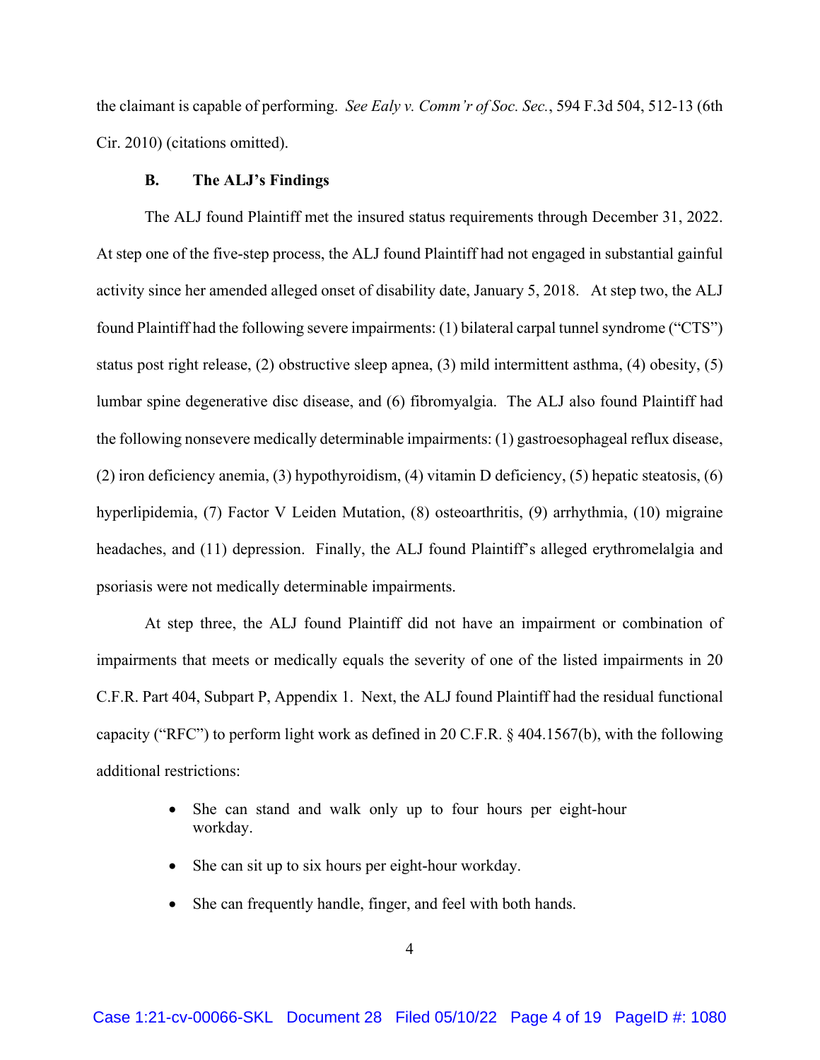the claimant is capable of performing. *See Ealy v. Comm'r of Soc. Sec.*, 594 F.3d 504, 512-13 (6th Cir. 2010) (citations omitted).

### B. The ALJ's Findings

The ALJ found Plaintiff met the insured status requirements through December 31, 2022. At step one of the five-step process, the ALJ found Plaintiff had not engaged in substantial gainful activity since her amended alleged onset of disability date, January 5, 2018. At step two, the ALJ found Plaintiff had the following severe impairments: (1) bilateral carpal tunnel syndrome ("CTS") status post right release, (2) obstructive sleep apnea, (3) mild intermittent asthma, (4) obesity, (5) lumbar spine degenerative disc disease, and (6) fibromyalgia. The ALJ also found Plaintiff had the following nonsevere medically determinable impairments: (1) gastroesophageal reflux disease, (2) iron deficiency anemia, (3) hypothyroidism, (4) vitamin D deficiency, (5) hepatic steatosis, (6) hyperlipidemia, (7) Factor V Leiden Mutation, (8) osteoarthritis, (9) arrhythmia, (10) migraine headaches, and (11) depression. Finally, the ALJ found Plaintiff's alleged erythromelalgia and psoriasis were not medically determinable impairments.

At step three, the ALJ found Plaintiff did not have an impairment or combination of impairments that meets or medically equals the severity of one of the listed impairments in 20 C.F.R. Part 404, Subpart P, Appendix 1. Next, the ALJ found Plaintiff had the residual functional capacity ("RFC") to perform light work as defined in 20 C.F.R. § 404.1567(b), with the following additional restrictions:

- She can stand and walk only up to four hours per eight-hour workday.
- She can sit up to six hours per eight-hour workday.
- She can frequently handle, finger, and feel with both hands.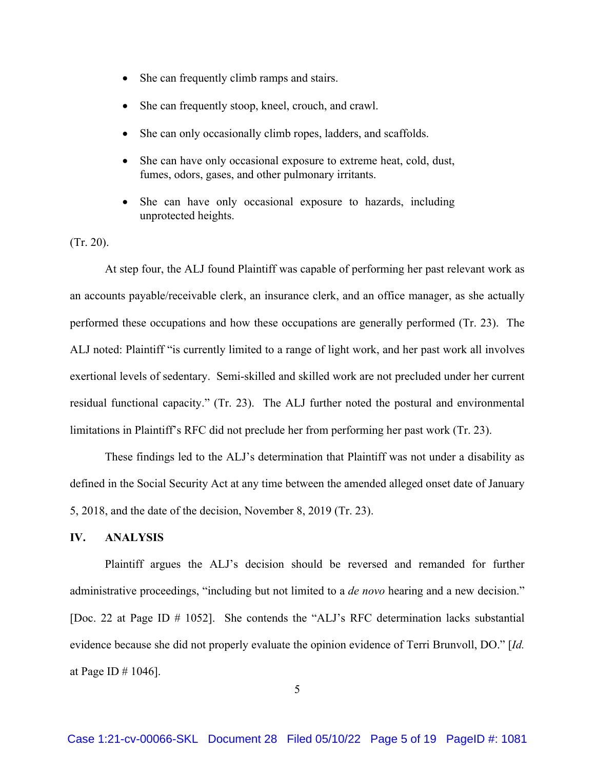- She can frequently climb ramps and stairs.
- She can frequently stoop, kneel, crouch, and crawl.
- She can only occasionally climb ropes, ladders, and scaffolds.
- She can have only occasional exposure to extreme heat, cold, dust, fumes, odors, gases, and other pulmonary irritants.
- She can have only occasional exposure to hazards, including unprotected heights.

(Tr. 20).

At step four, the ALJ found Plaintiff was capable of performing her past relevant work as an accounts payable/receivable clerk, an insurance clerk, and an office manager, as she actually performed these occupations and how these occupations are generally performed (Tr. 23). The ALJ noted: Plaintiff "is currently limited to a range of light work, and her past work all involves exertional levels of sedentary. Semi-skilled and skilled work are not precluded under her current residual functional capacity." (Tr. 23). The ALJ further noted the postural and environmental limitations in Plaintiff's RFC did not preclude her from performing her past work (Tr. 23).

These findings led to the ALJ's determination that Plaintiff was not under a disability as defined in the Social Security Act at any time between the amended alleged onset date of January 5, 2018, and the date of the decision, November 8, 2019 (Tr. 23).

## IV. ANALYSIS

Plaintiff argues the ALJ's decision should be reversed and remanded for further administrative proceedings, "including but not limited to a *de novo* hearing and a new decision." [Doc. 22 at Page ID # 1052]. She contends the "ALJ's RFC determination lacks substantial evidence because she did not properly evaluate the opinion evidence of Terri Brunvoll, DO." [*Id.* at Page ID # 1046].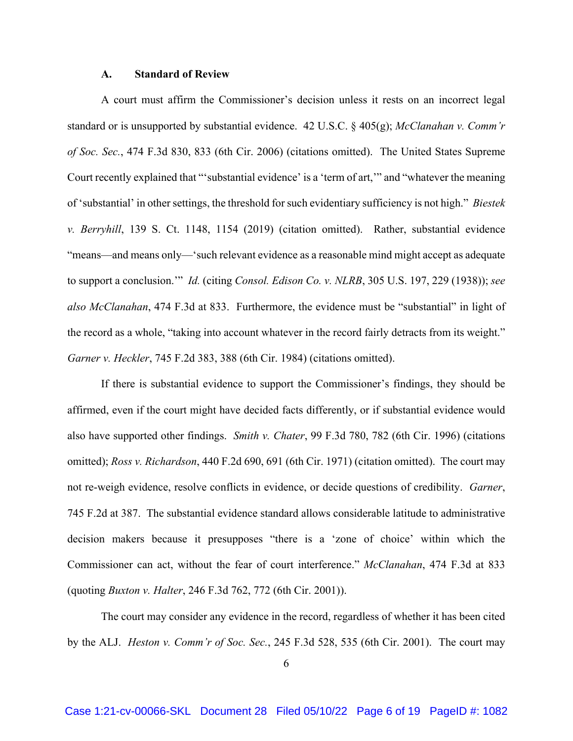### A. Standard of Review

A court must affirm the Commissioner's decision unless it rests on an incorrect legal standard or is unsupported by substantial evidence. 42 U.S.C. § 405(g); *McClanahan v. Comm'r of Soc. Sec.*, 474 F.3d 830, 833 (6th Cir. 2006) (citations omitted). The United States Supreme Court recently explained that "'substantial evidence' is a 'term of art,'" and "whatever the meaning of 'substantial' in other settings, the threshold for such evidentiary sufficiency is not high." *Biestek v. Berryhill*, 139 S. Ct. 1148, 1154 (2019) (citation omitted). Rather, substantial evidence "means—and means only—'such relevant evidence as a reasonable mind might accept as adequate to support a conclusion.'" *Id.* (citing *Consol. Edison Co. v. NLRB*, 305 U.S. 197, 229 (1938)); *see also McClanahan*, 474 F.3d at 833. Furthermore, the evidence must be "substantial" in light of the record as a whole, "taking into account whatever in the record fairly detracts from its weight." *Garner v. Heckler*, 745 F.2d 383, 388 (6th Cir. 1984) (citations omitted).

If there is substantial evidence to support the Commissioner's findings, they should be affirmed, even if the court might have decided facts differently, or if substantial evidence would also have supported other findings. *Smith v. Chater*, 99 F.3d 780, 782 (6th Cir. 1996) (citations omitted); *Ross v. Richardson*, 440 F.2d 690, 691 (6th Cir. 1971) (citation omitted). The court may not re-weigh evidence, resolve conflicts in evidence, or decide questions of credibility. *Garner*, 745 F.2d at 387. The substantial evidence standard allows considerable latitude to administrative decision makers because it presupposes "there is a 'zone of choice' within which the Commissioner can act, without the fear of court interference." *McClanahan*, 474 F.3d at 833 (quoting *Buxton v. Halter*, 246 F.3d 762, 772 (6th Cir. 2001)).

The court may consider any evidence in the record, regardless of whether it has been cited by the ALJ. *Heston v. Comm'r of Soc. Sec.*, 245 F.3d 528, 535 (6th Cir. 2001). The court may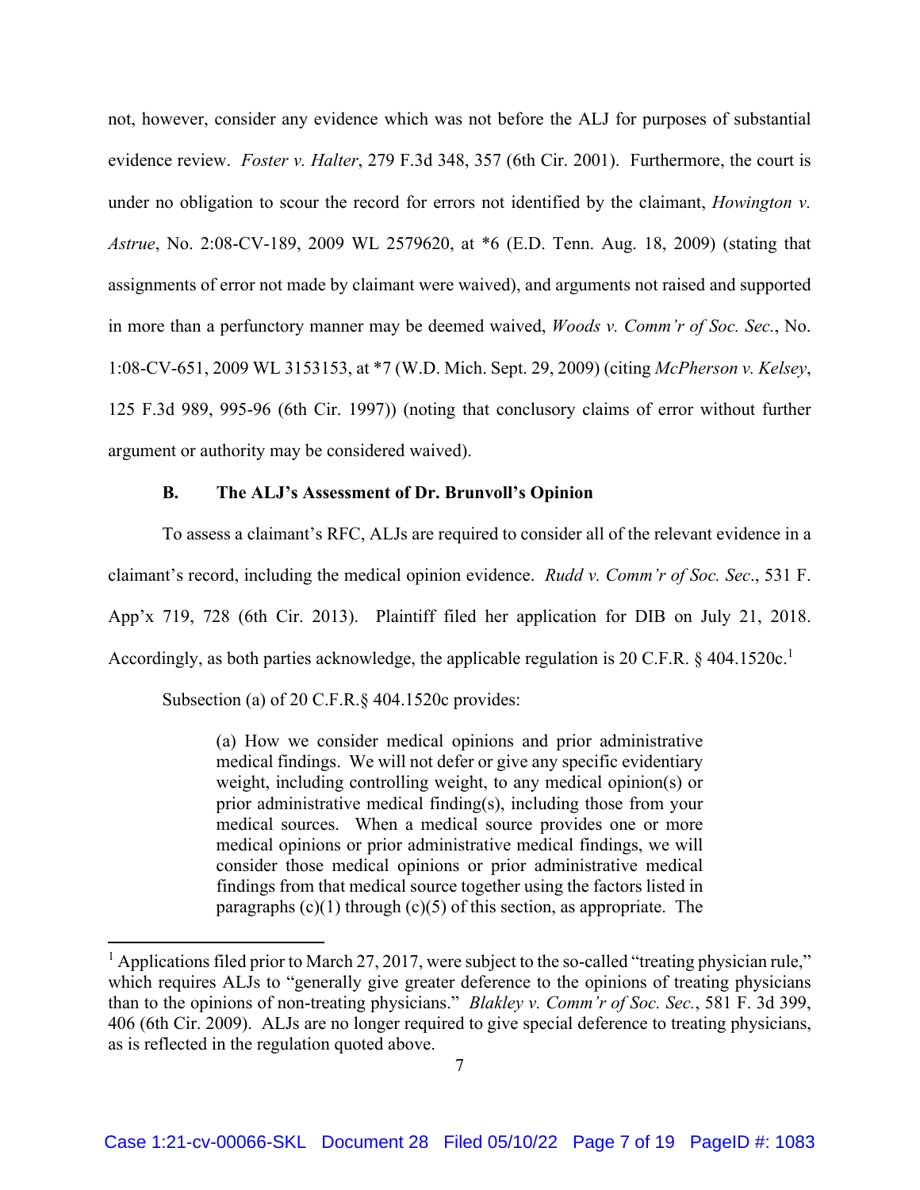not, however, consider any evidence which was not before the ALJ for purposes of substantial evidence review. *Foster v. Halter*, 279 F.3d 348, 357 (6th Cir. 2001). Furthermore, the court is under no obligation to scour the record for errors not identified by the claimant, *Howington v. Astrue*, No. 2:08-CV-189, 2009 WL 2579620, at *6 (E.D. Tenn. Aug. 18, 2009) (stating that assignments of error not made by claimant were waived), and arguments not raised and supported in more than a perfunctory manner may be deemed waived, *Woods v. Comm'r of Soc. Sec.*, No. 1:08-CV-651, 2009 WL 3153153, at *7 (W.D. Mich. Sept. 29, 2009) (citing *McPherson v. Kelsey*, 125 F.3d 989, 995-96 (6th Cir. 1997)) (noting that conclusory claims of error without further argument or authority may be considered waived).

### B. The ALJ's Assessment of Dr. Brunvoll's Opinion

To assess a claimant's RFC, ALJs are required to consider all of the relevant evidence in a claimant's record, including the medical opinion evidence. *Rudd v. Comm'r of Soc. Sec*., 531 F. App'x 719, 728 (6th Cir. 2013). Plaintiff filed her application for DIB on July 21, 2018. Accordingly, as both parties acknowledge, the applicable regulation is 20 C.F.R. § 404.1520c.[1]

Subsection (a) of 20 C.F.R.§ 404.1520c provides:

> (a) How we consider medical opinions and prior administrative medical findings. We will not defer or give any specific evidentiary weight, including controlling weight, to any medical opinion(s) or prior administrative medical finding(s), including those from your medical sources. When a medical source provides one or more medical opinions or prior administrative medical findings, we will consider those medical opinions or prior administrative medical findings from that medical source together using the factors listed in paragraphs (c)(1) through (c)(5) of this section, as appropriate. The

[1] Applications filed prior to March 27, 2017, were subject to the so-called "treating physician rule," which requires ALJs to "generally give greater deference to the opinions of treating physicians than to the opinions of non-treating physicians." *Blakley v. Comm'r of Soc. Sec.*, 581 F. 3d 399, 406 (6th Cir. 2009). ALJs are no longer required to give special deference to treating physicians, as is reflected in the regulation quoted above.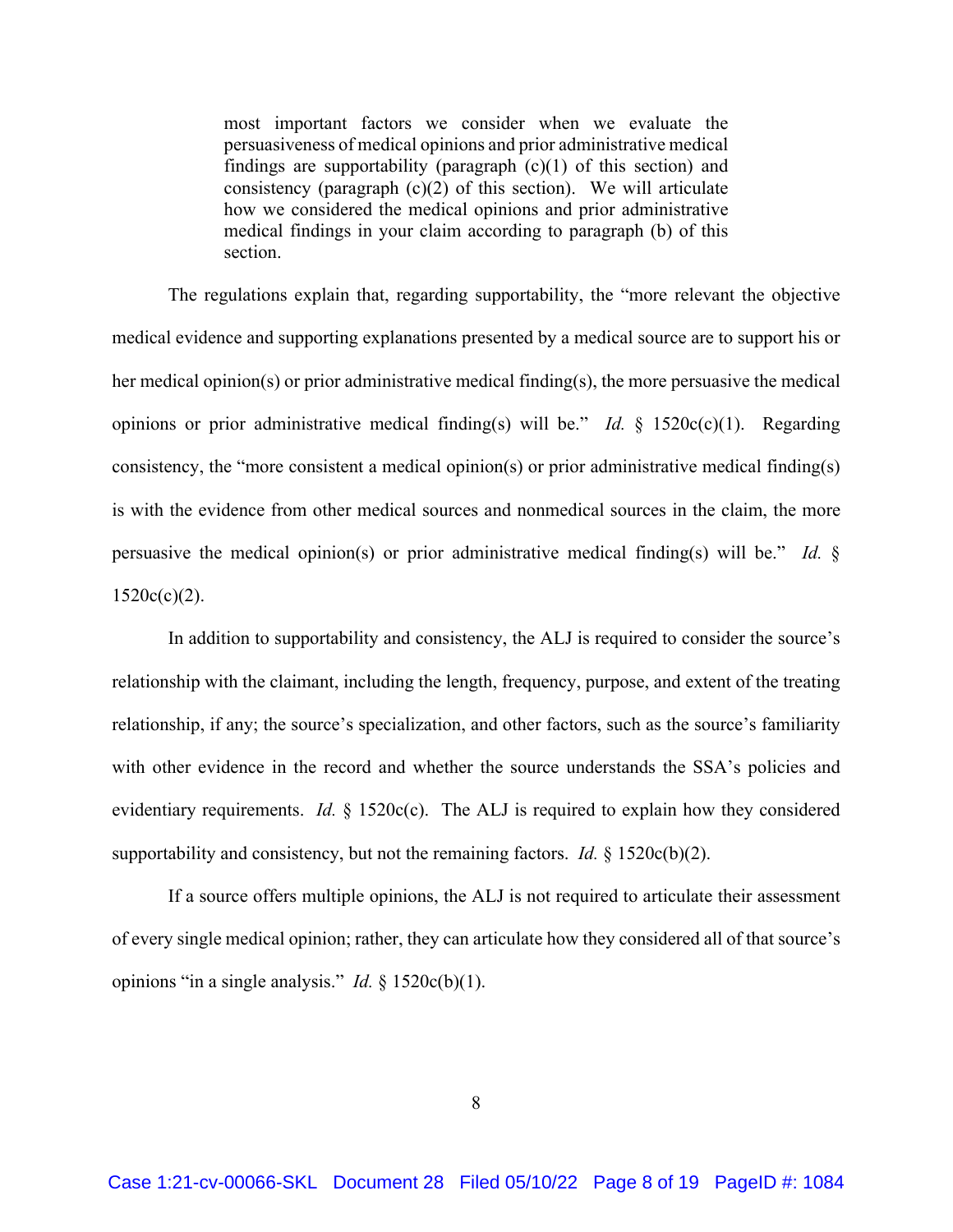> most important factors we consider when we evaluate the persuasiveness of medical opinions and prior administrative medical findings are supportability (paragraph (c)(1) of this section) and consistency (paragraph (c)(2) of this section). We will articulate how we considered the medical opinions and prior administrative medical findings in your claim according to paragraph (b) of this section.

The regulations explain that, regarding supportability, the "more relevant the objective medical evidence and supporting explanations presented by a medical source are to support his or her medical opinion(s) or prior administrative medical finding(s), the more persuasive the medical opinions or prior administrative medical finding(s) will be." *Id.* § 1520c(c)(1). Regarding consistency, the "more consistent a medical opinion(s) or prior administrative medical finding(s) is with the evidence from other medical sources and nonmedical sources in the claim, the more persuasive the medical opinion(s) or prior administrative medical finding(s) will be." *Id.* § 1520c(c)(2).

In addition to supportability and consistency, the ALJ is required to consider the source's relationship with the claimant, including the length, frequency, purpose, and extent of the treating relationship, if any; the source's specialization, and other factors, such as the source's familiarity with other evidence in the record and whether the source understands the SSA's policies and evidentiary requirements. *Id.* § 1520c(c). The ALJ is required to explain how they considered supportability and consistency, but not the remaining factors. *Id.* § 1520c(b)(2).

If a source offers multiple opinions, the ALJ is not required to articulate their assessment of every single medical opinion; rather, they can articulate how they considered all of that source's opinions "in a single analysis." *Id.* § 1520c(b)(1).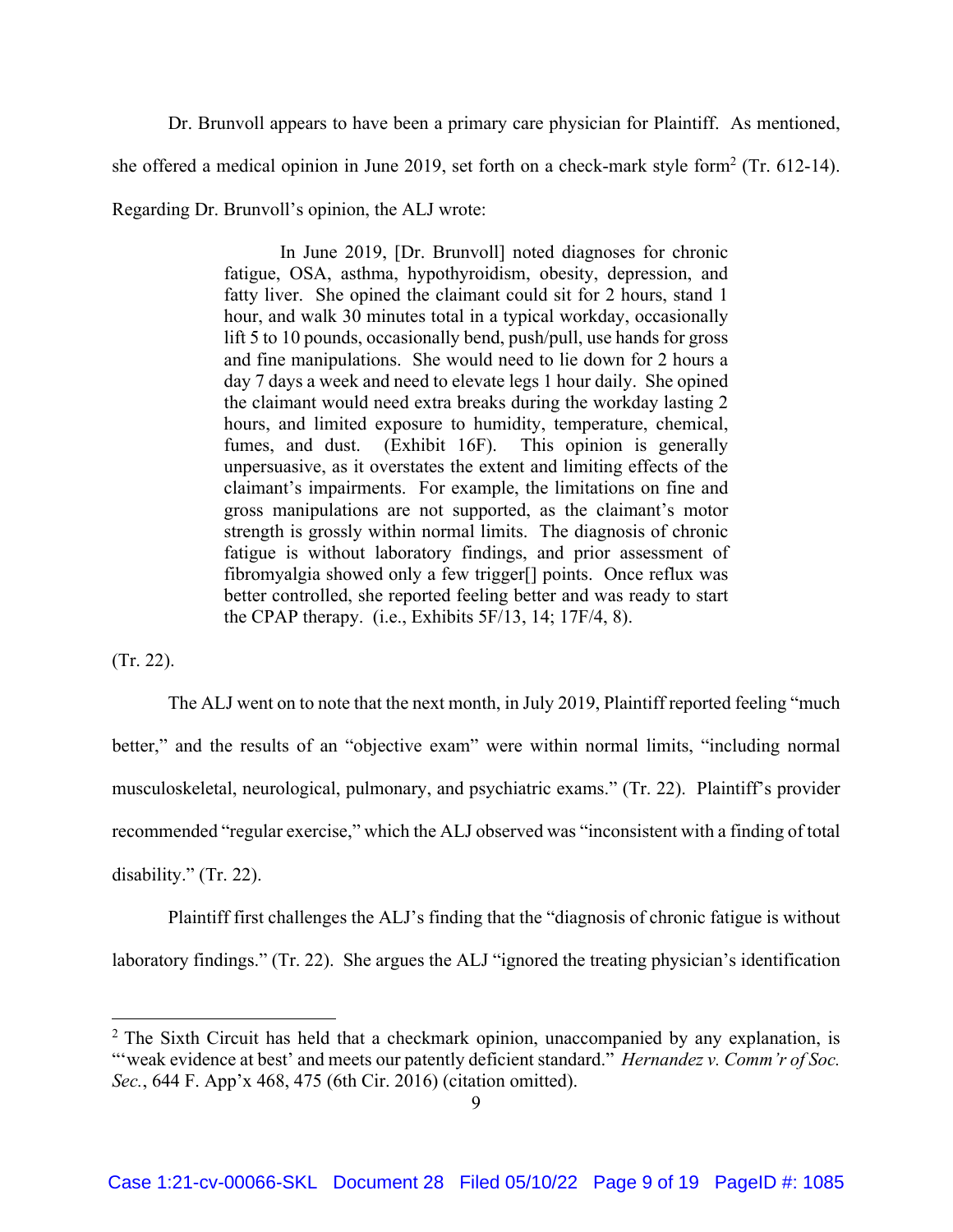Dr. Brunvoll appears to have been a primary care physician for Plaintiff. As mentioned, she offered a medical opinion in June 2019, set forth on a check-mark style form[2] (Tr. 612-14). Regarding Dr. Brunvoll's opinion, the ALJ wrote:

> In June 2019, [Dr. Brunvoll] noted diagnoses for chronic fatigue, OSA, asthma, hypothyroidism, obesity, depression, and fatty liver. She opined the claimant could sit for 2 hours, stand 1 hour, and walk 30 minutes total in a typical workday, occasionally lift 5 to 10 pounds, occasionally bend, push/pull, use hands for gross and fine manipulations. She would need to lie down for 2 hours a day 7 days a week and need to elevate legs 1 hour daily. She opined the claimant would need extra breaks during the workday lasting 2 hours, and limited exposure to humidity, temperature, chemical, fumes, and dust. (Exhibit 16F). This opinion is generally unpersuasive, as it overstates the extent and limiting effects of the claimant's impairments. For example, the limitations on fine and gross manipulations are not supported, as the claimant's motor strength is grossly within normal limits. The diagnosis of chronic fatigue is without laboratory findings, and prior assessment of fibromyalgia showed only a few trigger[] points. Once reflux was better controlled, she reported feeling better and was ready to start the CPAP therapy. (i.e., Exhibits 5F/13, 14; 17F/4, 8).

(Tr. 22).

The ALJ went on to note that the next month, in July 2019, Plaintiff reported feeling "much better," and the results of an "objective exam" were within normal limits, "including normal musculoskeletal, neurological, pulmonary, and psychiatric exams." (Tr. 22). Plaintiff's provider recommended "regular exercise," which the ALJ observed was "inconsistent with a finding of total disability." (Tr. 22).

Plaintiff first challenges the ALJ's finding that the "diagnosis of chronic fatigue is without laboratory findings." (Tr. 22). She argues the ALJ "ignored the treating physician's identification

---

[2] The Sixth Circuit has held that a checkmark opinion, unaccompanied by any explanation, is "'weak evidence at best' and meets our patently deficient standard." *Hernandez v. Comm'r of Soc. Sec.*, 644 F. App'x 468, 475 (6th Cir. 2016) (citation omitted).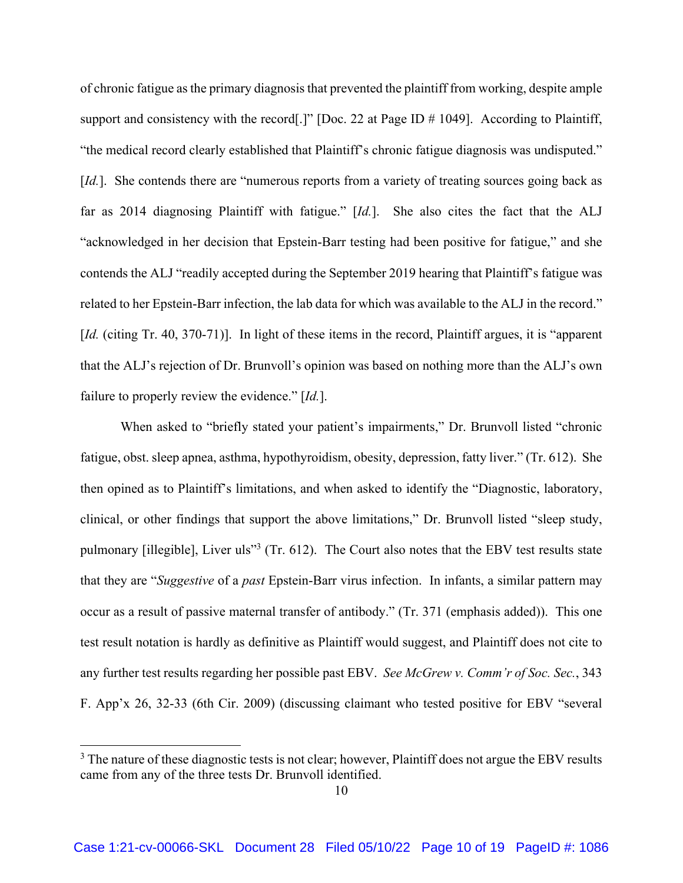of chronic fatigue as the primary diagnosis that prevented the plaintiff from working, despite ample support and consistency with the record[.]" [Doc. 22 at Page ID # 1049]. According to Plaintiff, "the medical record clearly established that Plaintiff's chronic fatigue diagnosis was undisputed." [*Id.*]. She contends there are "numerous reports from a variety of treating sources going back as far as 2014 diagnosing Plaintiff with fatigue." [*Id.*]. She also cites the fact that the ALJ "acknowledged in her decision that Epstein-Barr testing had been positive for fatigue," and she contends the ALJ "readily accepted during the September 2019 hearing that Plaintiff's fatigue was related to her Epstein-Barr infection, the lab data for which was available to the ALJ in the record." [*Id.* (citing Tr. 40, 370-71)]. In light of these items in the record, Plaintiff argues, it is "apparent that the ALJ's rejection of Dr. Brunvoll's opinion was based on nothing more than the ALJ's own failure to properly review the evidence." [*Id.*].

When asked to "briefly stated your patient's impairments," Dr. Brunvoll listed "chronic fatigue, obst. sleep apnea, asthma, hypothyroidism, obesity, depression, fatty liver." (Tr. 612). She then opined as to Plaintiff's limitations, and when asked to identify the "Diagnostic, laboratory, clinical, or other findings that support the above limitations," Dr. Brunvoll listed "sleep study, pulmonary [illegible], Liver uls"[3] (Tr. 612). The Court also notes that the EBV test results state that they are "*Suggestive* of a *past* Epstein-Barr virus infection. In infants, a similar pattern may occur as a result of passive maternal transfer of antibody." (Tr. 371 (emphasis added)). This one test result notation is hardly as definitive as Plaintiff would suggest, and Plaintiff does not cite to any further test results regarding her possible past EBV. *See McGrew v. Comm'r of Soc. Sec.*, 343 F. App'x 26, 32-33 (6th Cir. 2009) (discussing claimant who tested positive for EBV "several

[3] The nature of these diagnostic tests is not clear; however, Plaintiff does not argue the EBV results came from any of the three tests Dr. Brunvoll identified.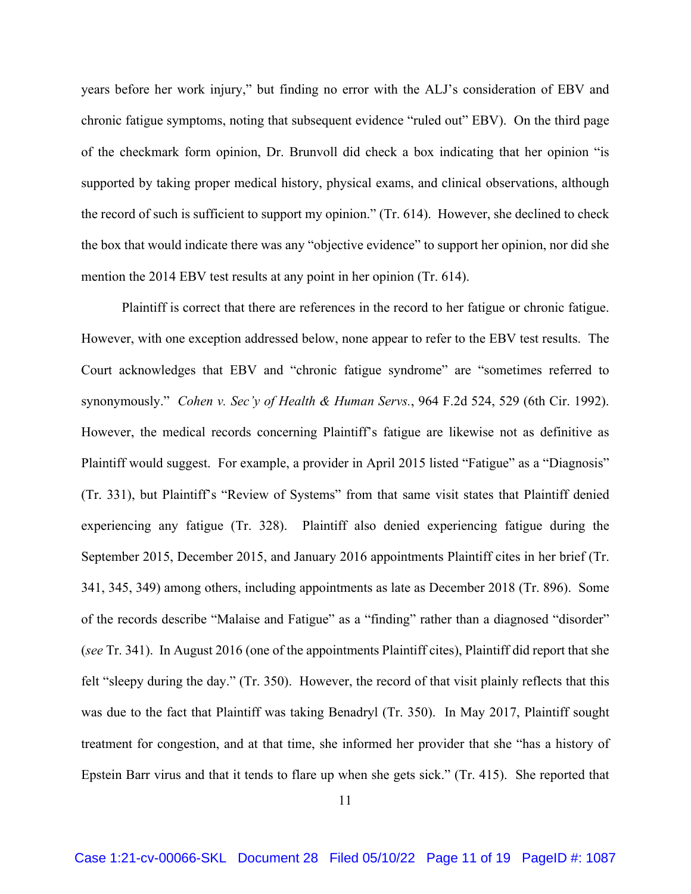years before her work injury," but finding no error with the ALJ's consideration of EBV and chronic fatigue symptoms, noting that subsequent evidence "ruled out" EBV). On the third page of the checkmark form opinion, Dr. Brunvoll did check a box indicating that her opinion "is supported by taking proper medical history, physical exams, and clinical observations, although the record of such is sufficient to support my opinion." (Tr. 614). However, she declined to check the box that would indicate there was any "objective evidence" to support her opinion, nor did she mention the 2014 EBV test results at any point in her opinion (Tr. 614).

Plaintiff is correct that there are references in the record to her fatigue or chronic fatigue. However, with one exception addressed below, none appear to refer to the EBV test results. The Court acknowledges that EBV and "chronic fatigue syndrome" are "sometimes referred to synonymously." *Cohen v. Sec'y of Health & Human Servs.*, 964 F.2d 524, 529 (6th Cir. 1992). However, the medical records concerning Plaintiff's fatigue are likewise not as definitive as Plaintiff would suggest. For example, a provider in April 2015 listed "Fatigue" as a "Diagnosis" (Tr. 331), but Plaintiff's "Review of Systems" from that same visit states that Plaintiff denied experiencing any fatigue (Tr. 328). Plaintiff also denied experiencing fatigue during the September 2015, December 2015, and January 2016 appointments Plaintiff cites in her brief (Tr. 341, 345, 349) among others, including appointments as late as December 2018 (Tr. 896). Some of the records describe "Malaise and Fatigue" as a "finding" rather than a diagnosed "disorder" (*see* Tr. 341). In August 2016 (one of the appointments Plaintiff cites), Plaintiff did report that she felt "sleepy during the day." (Tr. 350). However, the record of that visit plainly reflects that this was due to the fact that Plaintiff was taking Benadryl (Tr. 350). In May 2017, Plaintiff sought treatment for congestion, and at that time, she informed her provider that she "has a history of Epstein Barr virus and that it tends to flare up when she gets sick." (Tr. 415). She reported that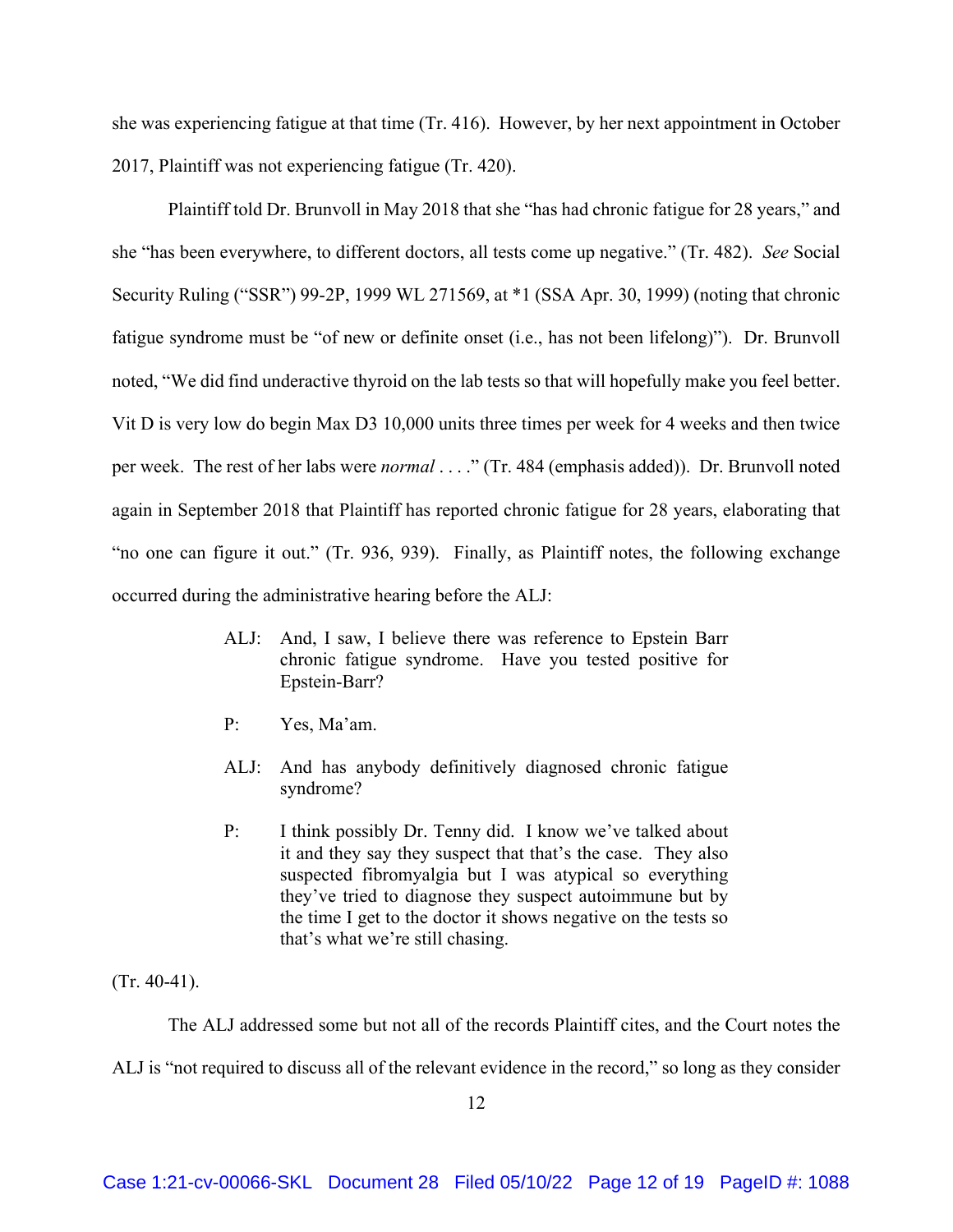she was experiencing fatigue at that time (Tr. 416). However, by her next appointment in October 2017, Plaintiff was not experiencing fatigue (Tr. 420).

Plaintiff told Dr. Brunvoll in May 2018 that she "has had chronic fatigue for 28 years," and she "has been everywhere, to different doctors, all tests come up negative." (Tr. 482). *See* Social Security Ruling ("SSR") 99-2P, 1999 WL 271569, at *1 (SSA Apr. 30, 1999) (noting that chronic fatigue syndrome must be "of new or definite onset (i.e., has not been lifelong)"). Dr. Brunvoll noted, "We did find underactive thyroid on the lab tests so that will hopefully make you feel better. Vit D is very low do begin Max D3 10,000 units three times per week for 4 weeks and then twice per week. The rest of her labs were *normal* . . . ." (Tr. 484 (emphasis added)). Dr. Brunvoll noted again in September 2018 that Plaintiff has reported chronic fatigue for 28 years, elaborating that "no one can figure it out." (Tr. 936, 939). Finally, as Plaintiff notes, the following exchange occurred during the administrative hearing before the ALJ:

> ALJ: And, I saw, I believe there was reference to Epstein Barr chronic fatigue syndrome. Have you tested positive for Epstein-Barr?
>
> P: Yes, Ma'am.
>
> ALJ: And has anybody definitively diagnosed chronic fatigue syndrome?
>
> P: I think possibly Dr. Tenny did. I know we've talked about it and they say they suspect that that's the case. They also suspected fibromyalgia but I was atypical so everything they've tried to diagnose they suspect autoimmune but by the time I get to the doctor it shows negative on the tests so that's what we're still chasing.

(Tr. 40-41).

The ALJ addressed some but not all of the records Plaintiff cites, and the Court notes the ALJ is "not required to discuss all of the relevant evidence in the record," so long as they consider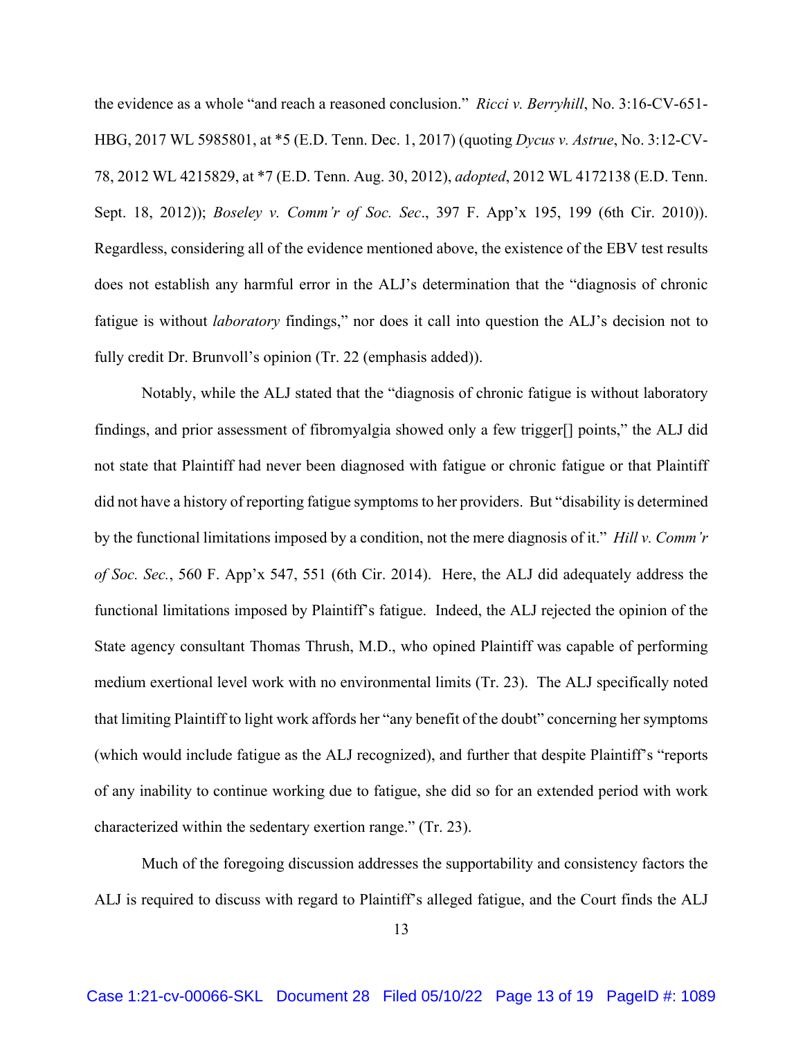the evidence as a whole "and reach a reasoned conclusion." *Ricci v. Berryhill*, No. 3:16-CV-651-HBG, 2017 WL 5985801, at *5 (E.D. Tenn. Dec. 1, 2017) (quoting *Dycus v. Astrue*, No. 3:12-CV-78, 2012 WL 4215829, at *7 (E.D. Tenn. Aug. 30, 2012), *adopted*, 2012 WL 4172138 (E.D. Tenn. Sept. 18, 2012)); *Boseley v. Comm'r of Soc. Sec*., 397 F. App'x 195, 199 (6th Cir. 2010)). Regardless, considering all of the evidence mentioned above, the existence of the EBV test results does not establish any harmful error in the ALJ's determination that the "diagnosis of chronic fatigue is without *laboratory* findings," nor does it call into question the ALJ's decision not to fully credit Dr. Brunvoll's opinion (Tr. 22 (emphasis added)).

Notably, while the ALJ stated that the "diagnosis of chronic fatigue is without laboratory findings, and prior assessment of fibromyalgia showed only a few trigger[] points," the ALJ did not state that Plaintiff had never been diagnosed with fatigue or chronic fatigue or that Plaintiff did not have a history of reporting fatigue symptoms to her providers. But "disability is determined by the functional limitations imposed by a condition, not the mere diagnosis of it." *Hill v. Comm'r of Soc. Sec.*, 560 F. App'x 547, 551 (6th Cir. 2014). Here, the ALJ did adequately address the functional limitations imposed by Plaintiff's fatigue. Indeed, the ALJ rejected the opinion of the State agency consultant Thomas Thrush, M.D., who opined Plaintiff was capable of performing medium exertional level work with no environmental limits (Tr. 23). The ALJ specifically noted that limiting Plaintiff to light work affords her "any benefit of the doubt" concerning her symptoms (which would include fatigue as the ALJ recognized), and further that despite Plaintiff's "reports of any inability to continue working due to fatigue, she did so for an extended period with work characterized within the sedentary exertion range." (Tr. 23).

Much of the foregoing discussion addresses the supportability and consistency factors the ALJ is required to discuss with regard to Plaintiff's alleged fatigue, and the Court finds the ALJ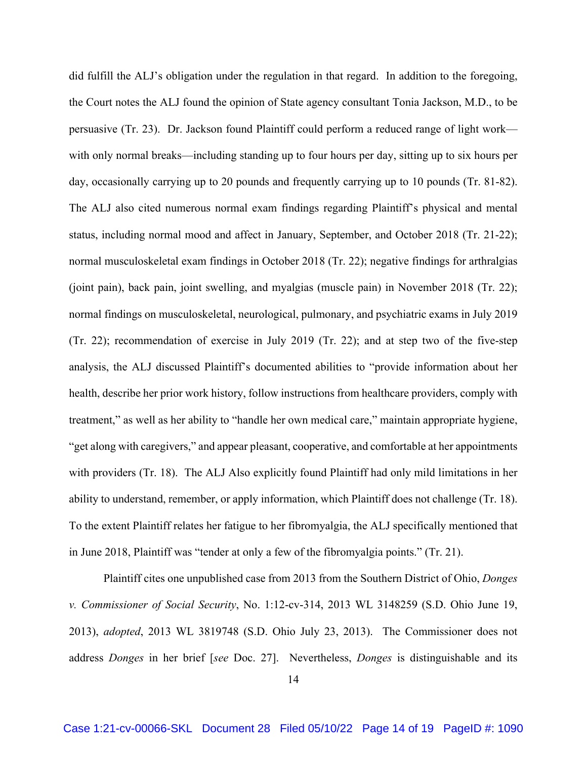did fulfill the ALJ's obligation under the regulation in that regard. In addition to the foregoing, the Court notes the ALJ found the opinion of State agency consultant Tonia Jackson, M.D., to be persuasive (Tr. 23). Dr. Jackson found Plaintiff could perform a reduced range of light work—with only normal breaks—including standing up to four hours per day, sitting up to six hours per day, occasionally carrying up to 20 pounds and frequently carrying up to 10 pounds (Tr. 81-82). The ALJ also cited numerous normal exam findings regarding Plaintiff's physical and mental status, including normal mood and affect in January, September, and October 2018 (Tr. 21-22); normal musculoskeletal exam findings in October 2018 (Tr. 22); negative findings for arthralgias (joint pain), back pain, joint swelling, and myalgias (muscle pain) in November 2018 (Tr. 22); normal findings on musculoskeletal, neurological, pulmonary, and psychiatric exams in July 2019 (Tr. 22); recommendation of exercise in July 2019 (Tr. 22); and at step two of the five-step analysis, the ALJ discussed Plaintiff's documented abilities to "provide information about her health, describe her prior work history, follow instructions from healthcare providers, comply with treatment," as well as her ability to "handle her own medical care," maintain appropriate hygiene, "get along with caregivers," and appear pleasant, cooperative, and comfortable at her appointments with providers (Tr. 18). The ALJ Also explicitly found Plaintiff had only mild limitations in her ability to understand, remember, or apply information, which Plaintiff does not challenge (Tr. 18). To the extent Plaintiff relates her fatigue to her fibromyalgia, the ALJ specifically mentioned that in June 2018, Plaintiff was "tender at only a few of the fibromyalgia points." (Tr. 21).

Plaintiff cites one unpublished case from 2013 from the Southern District of Ohio, *Donges v. Commissioner of Social Security*, No. 1:12-cv-314, 2013 WL 3148259 (S.D. Ohio June 19, 2013), *adopted*, 2013 WL 3819748 (S.D. Ohio July 23, 2013). The Commissioner does not address *Donges* in her brief [*see* Doc. 27]. Nevertheless, *Donges* is distinguishable and its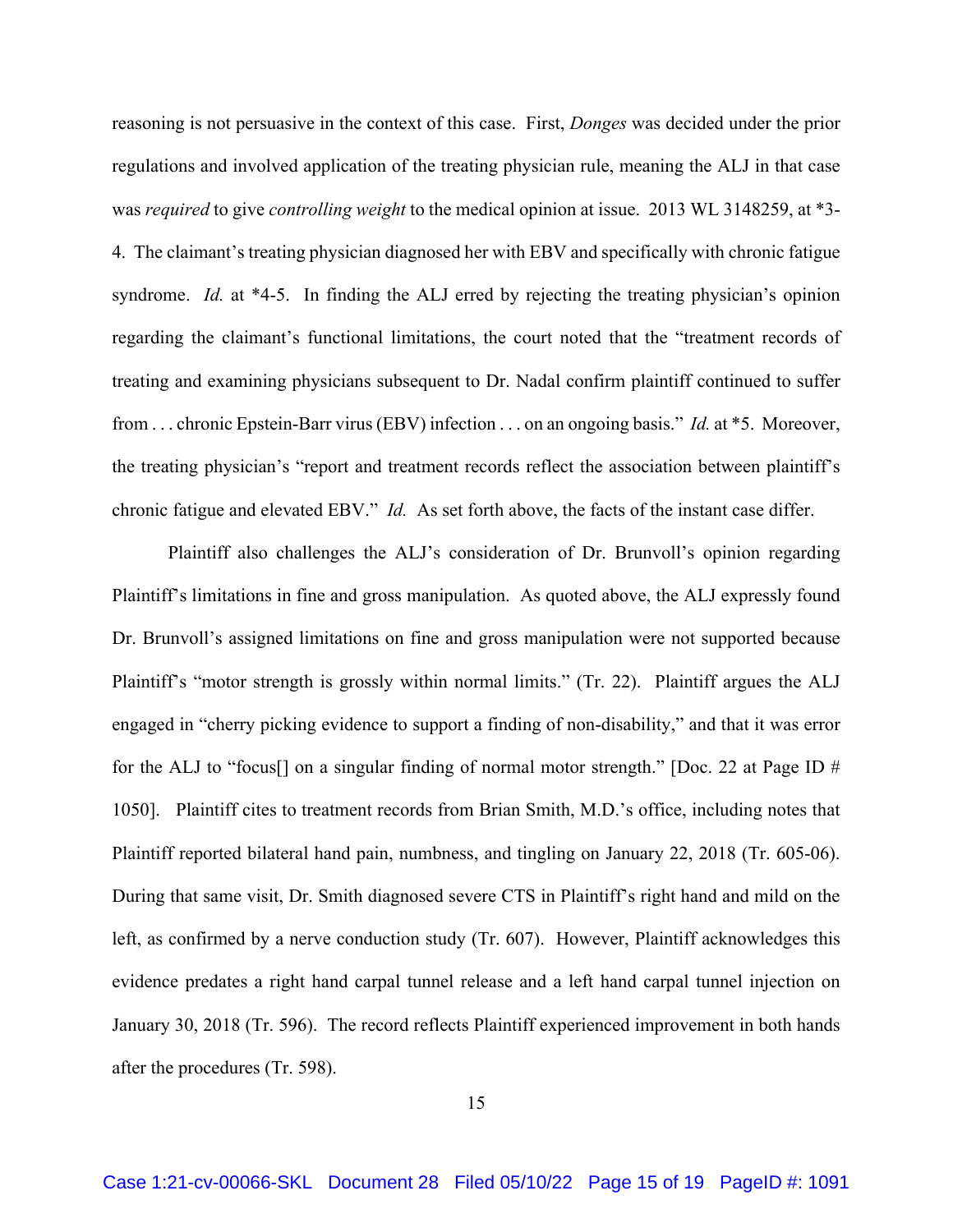reasoning is not persuasive in the context of this case. First, *Donges* was decided under the prior regulations and involved application of the treating physician rule, meaning the ALJ in that case was *required* to give *controlling weight* to the medical opinion at issue. 2013 WL 3148259, at *3-4. The claimant's treating physician diagnosed her with EBV and specifically with chronic fatigue syndrome. *Id.* at *4-5. In finding the ALJ erred by rejecting the treating physician's opinion regarding the claimant's functional limitations, the court noted that the "treatment records of treating and examining physicians subsequent to Dr. Nadal confirm plaintiff continued to suffer from . . . chronic Epstein-Barr virus (EBV) infection . . . on an ongoing basis." *Id.* at *5. Moreover, the treating physician's "report and treatment records reflect the association between plaintiff's chronic fatigue and elevated EBV." *Id.* As set forth above, the facts of the instant case differ.

Plaintiff also challenges the ALJ's consideration of Dr. Brunvoll's opinion regarding Plaintiff's limitations in fine and gross manipulation. As quoted above, the ALJ expressly found Dr. Brunvoll's assigned limitations on fine and gross manipulation were not supported because Plaintiff's "motor strength is grossly within normal limits." (Tr. 22). Plaintiff argues the ALJ engaged in "cherry picking evidence to support a finding of non-disability," and that it was error for the ALJ to "focus[] on a singular finding of normal motor strength." [Doc. 22 at Page ID # 1050]. Plaintiff cites to treatment records from Brian Smith, M.D.'s office, including notes that Plaintiff reported bilateral hand pain, numbness, and tingling on January 22, 2018 (Tr. 605-06). During that same visit, Dr. Smith diagnosed severe CTS in Plaintiff's right hand and mild on the left, as confirmed by a nerve conduction study (Tr. 607). However, Plaintiff acknowledges this evidence predates a right hand carpal tunnel release and a left hand carpal tunnel injection on January 30, 2018 (Tr. 596). The record reflects Plaintiff experienced improvement in both hands after the procedures (Tr. 598).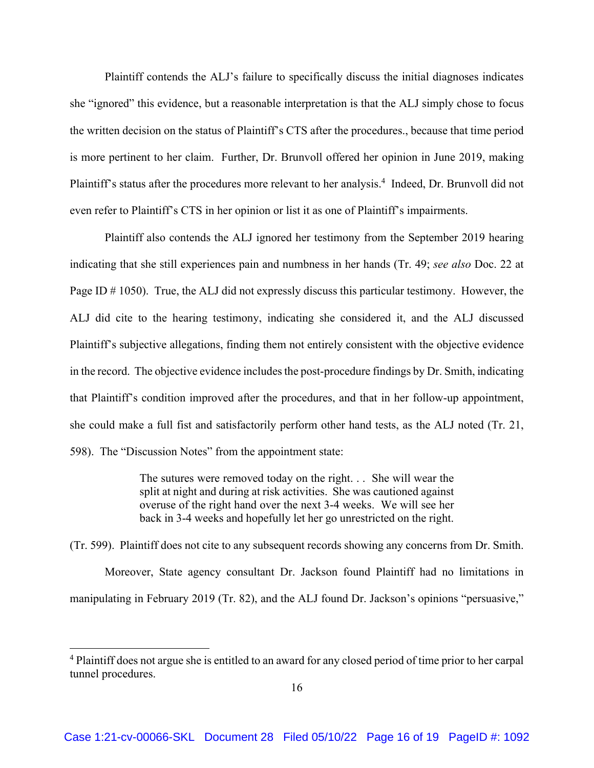Plaintiff contends the ALJ's failure to specifically discuss the initial diagnoses indicates she "ignored" this evidence, but a reasonable interpretation is that the ALJ simply chose to focus the written decision on the status of Plaintiff's CTS after the procedures., because that time period is more pertinent to her claim. Further, Dr. Brunvoll offered her opinion in June 2019, making Plaintiff's status after the procedures more relevant to her analysis.[4] Indeed, Dr. Brunvoll did not even refer to Plaintiff's CTS in her opinion or list it as one of Plaintiff's impairments.

Plaintiff also contends the ALJ ignored her testimony from the September 2019 hearing indicating that she still experiences pain and numbness in her hands (Tr. 49; *see also* Doc. 22 at Page ID # 1050). True, the ALJ did not expressly discuss this particular testimony. However, the ALJ did cite to the hearing testimony, indicating she considered it, and the ALJ discussed Plaintiff's subjective allegations, finding them not entirely consistent with the objective evidence in the record. The objective evidence includes the post-procedure findings by Dr. Smith, indicating that Plaintiff's condition improved after the procedures, and that in her follow-up appointment, she could make a full fist and satisfactorily perform other hand tests, as the ALJ noted (Tr. 21, 598). The "Discussion Notes" from the appointment state:

> The sutures were removed today on the right. . . She will wear the split at night and during at risk activities. She was cautioned against overuse of the right hand over the next 3-4 weeks. We will see her back in 3-4 weeks and hopefully let her go unrestricted on the right.

(Tr. 599). Plaintiff does not cite to any subsequent records showing any concerns from Dr. Smith.

Moreover, State agency consultant Dr. Jackson found Plaintiff had no limitations in manipulating in February 2019 (Tr. 82), and the ALJ found Dr. Jackson's opinions "persuasive,"

---

[4] Plaintiff does not argue she is entitled to an award for any closed period of time prior to her carpal tunnel procedures.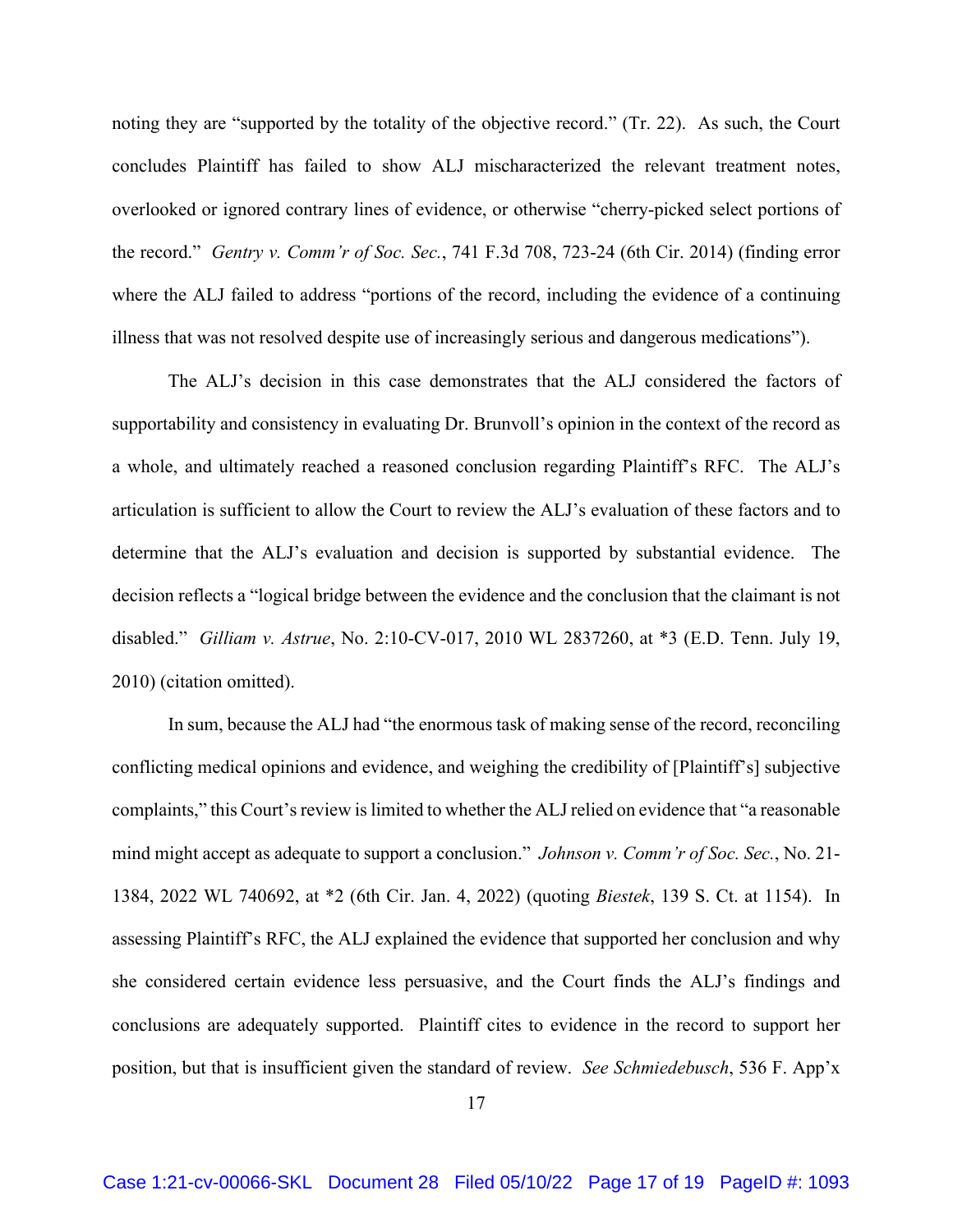noting they are "supported by the totality of the objective record." (Tr. 22). As such, the Court concludes Plaintiff has failed to show ALJ mischaracterized the relevant treatment notes, overlooked or ignored contrary lines of evidence, or otherwise "cherry-picked select portions of the record." *Gentry v. Comm'r of Soc. Sec.*, 741 F.3d 708, 723-24 (6th Cir. 2014) (finding error where the ALJ failed to address "portions of the record, including the evidence of a continuing illness that was not resolved despite use of increasingly serious and dangerous medications").

The ALJ's decision in this case demonstrates that the ALJ considered the factors of supportability and consistency in evaluating Dr. Brunvoll's opinion in the context of the record as a whole, and ultimately reached a reasoned conclusion regarding Plaintiff's RFC. The ALJ's articulation is sufficient to allow the Court to review the ALJ's evaluation of these factors and to determine that the ALJ's evaluation and decision is supported by substantial evidence. The decision reflects a "logical bridge between the evidence and the conclusion that the claimant is not disabled." *Gilliam v. Astrue*, No. 2:10-CV-017, 2010 WL 2837260, at *3 (E.D. Tenn. July 19, 2010) (citation omitted).

In sum, because the ALJ had "the enormous task of making sense of the record, reconciling conflicting medical opinions and evidence, and weighing the credibility of [Plaintiff's] subjective complaints," this Court's review is limited to whether the ALJ relied on evidence that "a reasonable mind might accept as adequate to support a conclusion." *Johnson v. Comm'r of Soc. Sec.*, No. 21-1384, 2022 WL 740692, at *2 (6th Cir. Jan. 4, 2022) (quoting *Biestek*, 139 S. Ct. at 1154). In assessing Plaintiff's RFC, the ALJ explained the evidence that supported her conclusion and why she considered certain evidence less persuasive, and the Court finds the ALJ's findings and conclusions are adequately supported. Plaintiff cites to evidence in the record to support her position, but that is insufficient given the standard of review. *See Schmiedebusch*, 536 F. App'x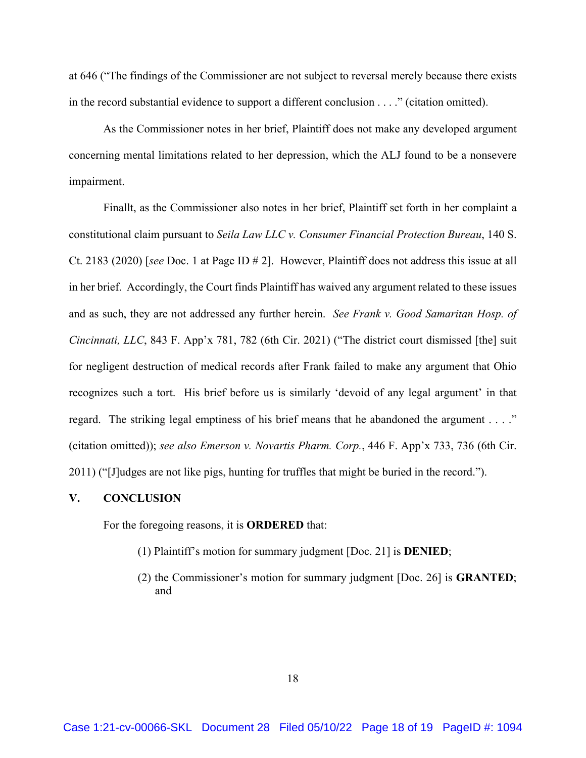at 646 ("The findings of the Commissioner are not subject to reversal merely because there exists in the record substantial evidence to support a different conclusion . . . ." (citation omitted).

As the Commissioner notes in her brief, Plaintiff does not make any developed argument concerning mental limitations related to her depression, which the ALJ found to be a nonsevere impairment.

Finallt, as the Commissioner also notes in her brief, Plaintiff set forth in her complaint a constitutional claim pursuant to *Seila Law LLC v. Consumer Financial Protection Bureau*, 140 S. Ct. 2183 (2020) [*see* Doc. 1 at Page ID # 2]. However, Plaintiff does not address this issue at all in her brief. Accordingly, the Court finds Plaintiff has waived any argument related to these issues and as such, they are not addressed any further herein. *See Frank v. Good Samaritan Hosp. of Cincinnati, LLC*, 843 F. App'x 781, 782 (6th Cir. 2021) ("The district court dismissed [the] suit for negligent destruction of medical records after Frank failed to make any argument that Ohio recognizes such a tort. His brief before us is similarly 'devoid of any legal argument' in that regard. The striking legal emptiness of his brief means that he abandoned the argument . . . ." (citation omitted)); *see also Emerson v. Novartis Pharm. Corp.*, 446 F. App'x 733, 736 (6th Cir. 2011) ("[J]udges are not like pigs, hunting for truffles that might be buried in the record.").

## V. CONCLUSION

For the foregoing reasons, it is **ORDERED** that:

(1) Plaintiff's motion for summary judgment [Doc. 21] is **DENIED**;

(2) the Commissioner's motion for summary judgment [Doc. 26] is **GRANTED**; and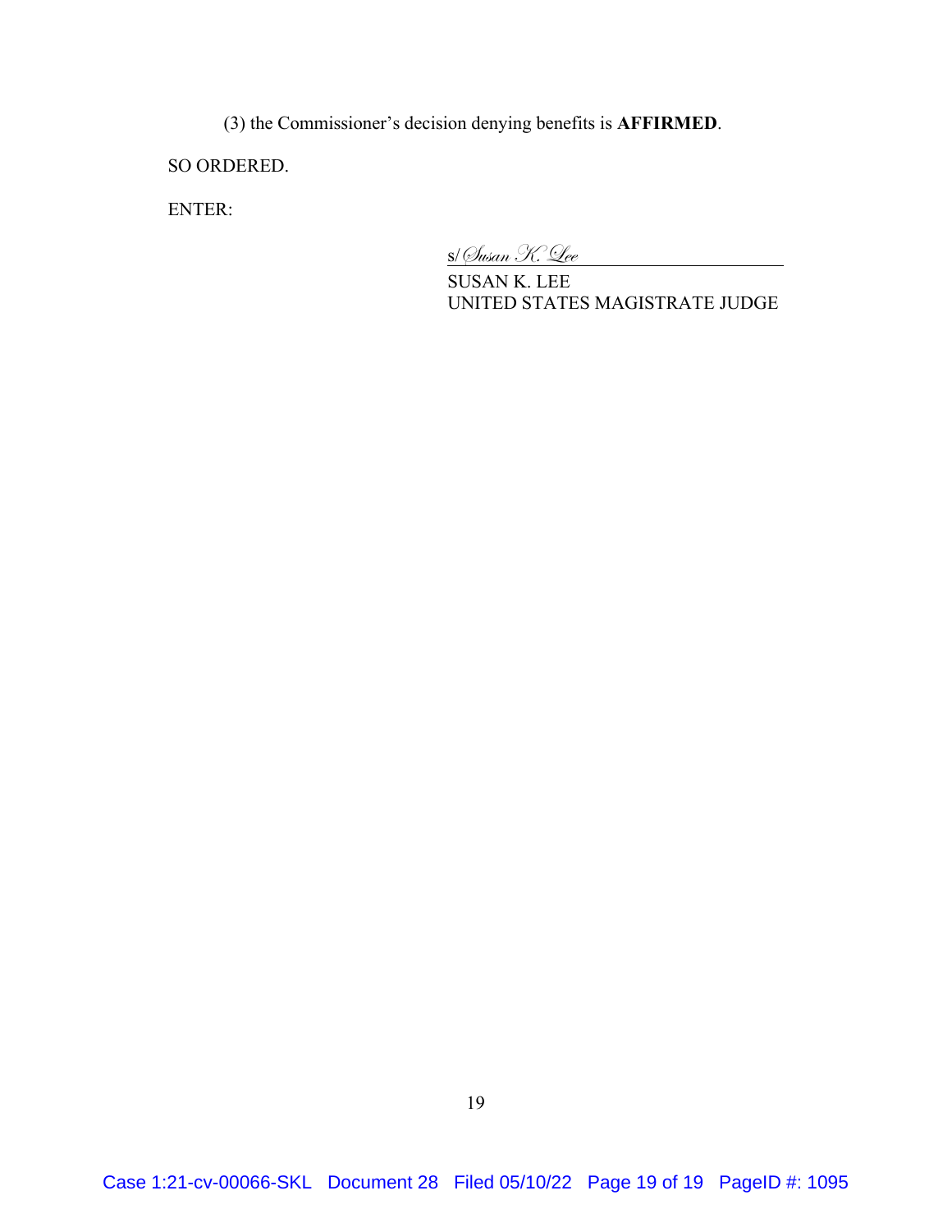(3) the Commissioner's decision denying benefits is **AFFIRMED**.

SO ORDERED.

ENTER:

s/ *Susan K. Lee*

SUSAN K. LEE
UNITED STATES MAGISTRATE JUDGE